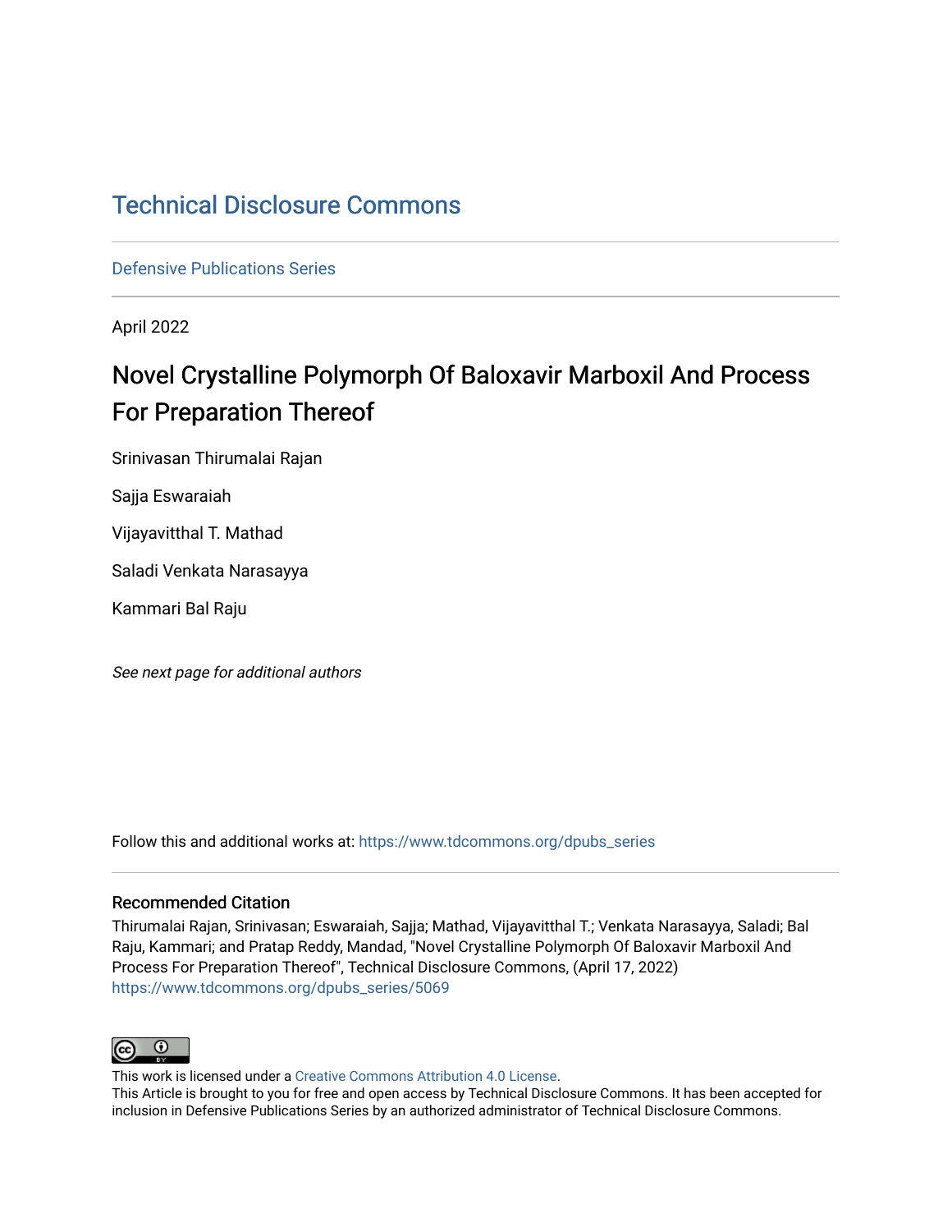# Technical Disclosure Commons

Defensive Publications Series

April 2022

## Novel Crystalline Polymorph Of Baloxavir Marboxil And Process For Preparation Thereof

Srinivasan Thirumalai Rajan

Sajja Eswaraiah

Vijayavitthal T. Mathad

Saladi Venkata Narasayya

Kammari Bal Raju

*See next page for additional authors*

Follow this and additional works at: https://www.tdcommons.org/dpubs_series

### Recommended Citation

Thirumalai Rajan, Srinivasan; Eswaraiah, Sajja; Mathad, Vijayavitthal T.; Venkata Narasayya, Saladi; Bal Raju, Kammari; and Pratap Reddy, Mandad, "Novel Crystalline Polymorph Of Baloxavir Marboxil And Process For Preparation Thereof", Technical Disclosure Commons, (April 17, 2022)
https://www.tdcommons.org/dpubs_series/5069

This work is licensed under a Creative Commons Attribution 4.0 License.
This Article is brought to you for free and open access by Technical Disclosure Commons. It has been accepted for inclusion in Defensive Publications Series by an authorized administrator of Technical Disclosure Commons.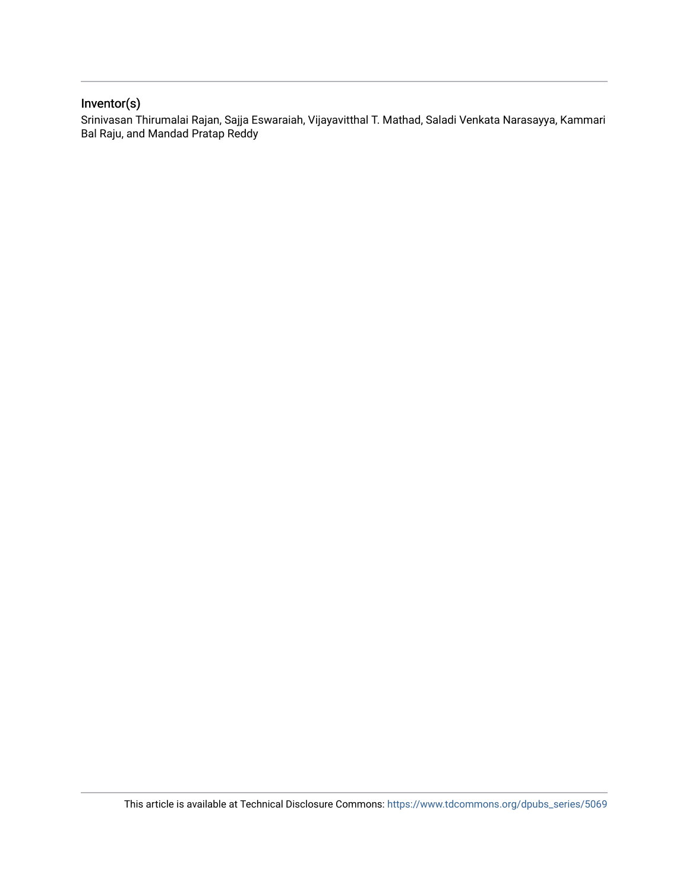## Inventor(s)

Srinivasan Thirumalai Rajan, Sajja Eswaraiah, Vijayavitthal T. Mathad, Saladi Venkata Narasayya, Kammari Bal Raju, and Mandad Pratap Reddy

This article is available at Technical Disclosure Commons: https://www.tdcommons.org/dpubs_series/5069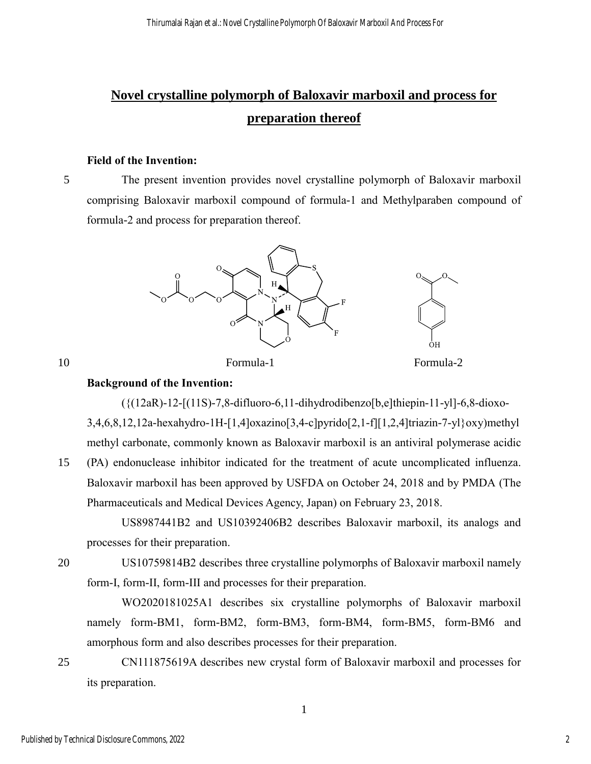# Novel crystalline polymorph of Baloxavir marboxil and process for preparation thereof

**Field of the Invention:**

The present invention provides novel crystalline polymorph of Baloxavir marboxil comprising Baloxavir marboxil compound of formula-1 and Methylparaben compound of formula-2 and process for preparation thereof.

Formula-1 Formula-2

**Background of the Invention:**

({(12aR)-12-[(11S)-7,8-difluoro-6,11-dihydrodibenzo[b,e]thiepin-11-yl]-6,8-dioxo-3,4,6,8,12,12a-hexahydro-1H-[1,4]oxazino[3,4-c]pyrido[2,1-f][1,2,4]triazin-7-yl}oxy)methyl methyl carbonate, commonly known as Baloxavir marboxil is an antiviral polymerase acidic (PA) endonuclease inhibitor indicated for the treatment of acute uncomplicated influenza. Baloxavir marboxil has been approved by USFDA on October 24, 2018 and by PMDA (The Pharmaceuticals and Medical Devices Agency, Japan) on February 23, 2018.

US8987441B2 and US10392406B2 describes Baloxavir marboxil, its analogs and processes for their preparation.

US10759814B2 describes three crystalline polymorphs of Baloxavir marboxil namely form-I, form-II, form-III and processes for their preparation.

WO2020181025A1 describes six crystalline polymorphs of Baloxavir marboxil namely form-BM1, form-BM2, form-BM3, form-BM4, form-BM5, form-BM6 and amorphous form and also describes processes for their preparation.

CN111875619A describes new crystal form of Baloxavir marboxil and processes for its preparation.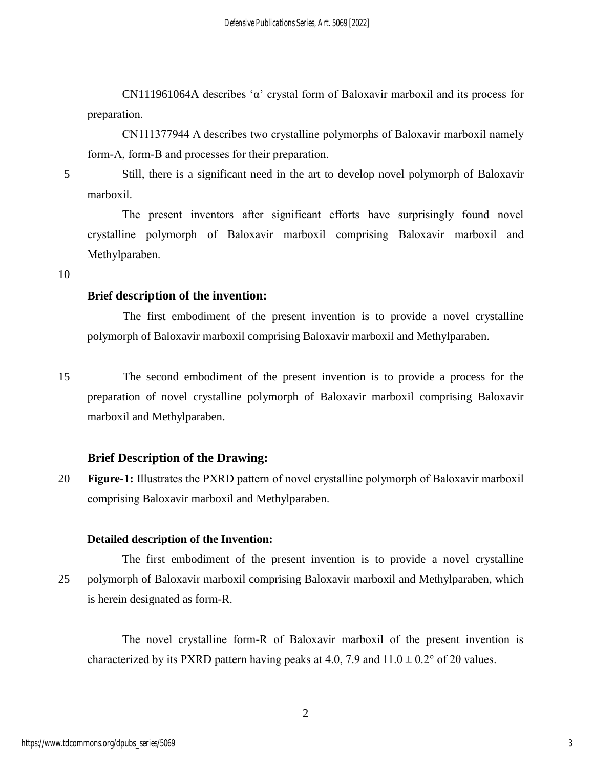CN111961064A describes 'α' crystal form of Baloxavir marboxil and its process for preparation.

CN111377944 A describes two crystalline polymorphs of Baloxavir marboxil namely form-A, form-B and processes for their preparation.

Still, there is a significant need in the art to develop novel polymorph of Baloxavir marboxil.

The present inventors after significant efforts have surprisingly found novel crystalline polymorph of Baloxavir marboxil comprising Baloxavir marboxil and Methylparaben.

## Brief description of the invention:

The first embodiment of the present invention is to provide a novel crystalline polymorph of Baloxavir marboxil comprising Baloxavir marboxil and Methylparaben.

The second embodiment of the present invention is to provide a process for the preparation of novel crystalline polymorph of Baloxavir marboxil comprising Baloxavir marboxil and Methylparaben.

## Brief Description of the Drawing:

**Figure-1:** Illustrates the PXRD pattern of novel crystalline polymorph of Baloxavir marboxil comprising Baloxavir marboxil and Methylparaben.

## Detailed description of the Invention:

The first embodiment of the present invention is to provide a novel crystalline polymorph of Baloxavir marboxil comprising Baloxavir marboxil and Methylparaben, which is herein designated as form-R.

The novel crystalline form-R of Baloxavir marboxil of the present invention is characterized by its PXRD pattern having peaks at 4.0, 7.9 and $11.0 \pm 0.2°$ of $2\theta$ values.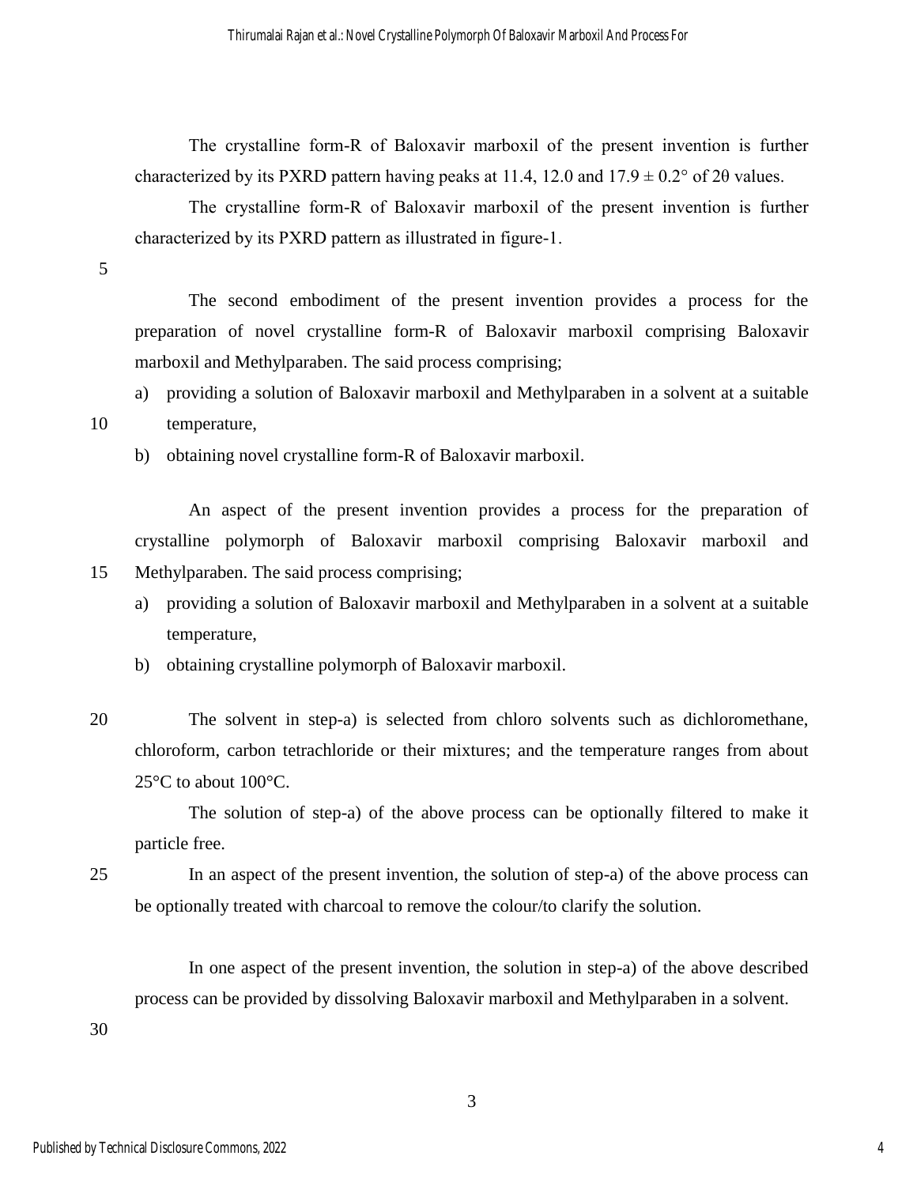The crystalline form-R of Baloxavir marboxil of the present invention is further characterized by its PXRD pattern having peaks at 11.4, 12.0 and 17.9 ± 0.2° of 2θ values.

The crystalline form-R of Baloxavir marboxil of the present invention is further characterized by its PXRD pattern as illustrated in figure-1.

The second embodiment of the present invention provides a process for the preparation of novel crystalline form-R of Baloxavir marboxil comprising Baloxavir marboxil and Methylparaben. The said process comprising;

a) providing a solution of Baloxavir marboxil and Methylparaben in a solvent at a suitable temperature,
b) obtaining novel crystalline form-R of Baloxavir marboxil.

An aspect of the present invention provides a process for the preparation of crystalline polymorph of Baloxavir marboxil comprising Baloxavir marboxil and Methylparaben. The said process comprising;

a) providing a solution of Baloxavir marboxil and Methylparaben in a solvent at a suitable temperature,
b) obtaining crystalline polymorph of Baloxavir marboxil.

The solvent in step-a) is selected from chloro solvents such as dichloromethane, chloroform, carbon tetrachloride or their mixtures; and the temperature ranges from about 25°C to about 100°C.

The solution of step-a) of the above process can be optionally filtered to make it particle free.

In an aspect of the present invention, the solution of step-a) of the above process can be optionally treated with charcoal to remove the colour/to clarify the solution.

In one aspect of the present invention, the solution in step-a) of the above described process can be provided by dissolving Baloxavir marboxil and Methylparaben in a solvent.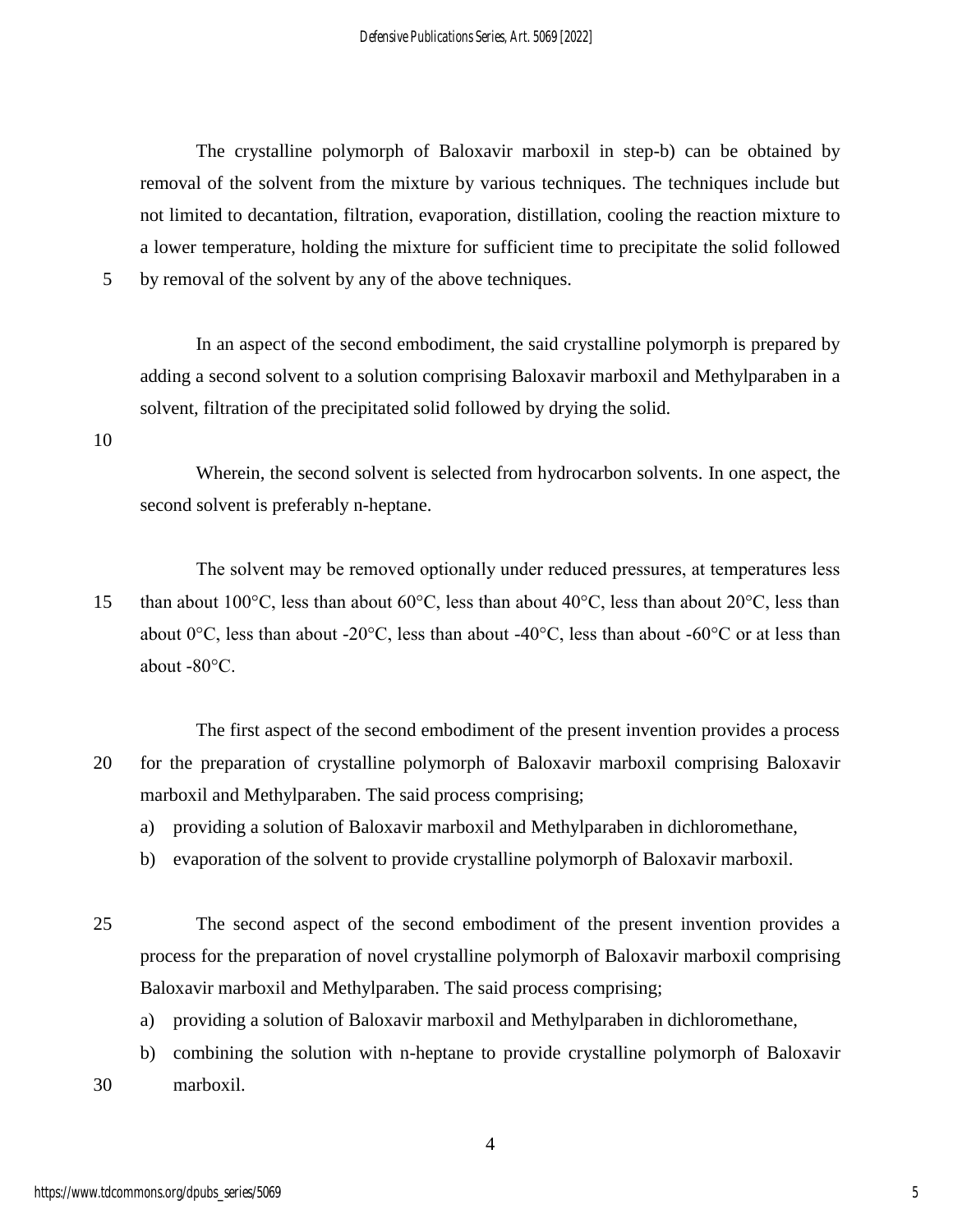The crystalline polymorph of Baloxavir marboxil in step-b) can be obtained by removal of the solvent from the mixture by various techniques. The techniques include but not limited to decantation, filtration, evaporation, distillation, cooling the reaction mixture to a lower temperature, holding the mixture for sufficient time to precipitate the solid followed by removal of the solvent by any of the above techniques.

In an aspect of the second embodiment, the said crystalline polymorph is prepared by adding a second solvent to a solution comprising Baloxavir marboxil and Methylparaben in a solvent, filtration of the precipitated solid followed by drying the solid.

Wherein, the second solvent is selected from hydrocarbon solvents. In one aspect, the second solvent is preferably n-heptane.

The solvent may be removed optionally under reduced pressures, at temperatures less than about 100°C, less than about 60°C, less than about 40°C, less than about 20°C, less than about 0°C, less than about -20°C, less than about -40°C, less than about -60°C or at less than about -80°C.

The first aspect of the second embodiment of the present invention provides a process for the preparation of crystalline polymorph of Baloxavir marboxil comprising Baloxavir marboxil and Methylparaben. The said process comprising;

a) providing a solution of Baloxavir marboxil and Methylparaben in dichloromethane,
b) evaporation of the solvent to provide crystalline polymorph of Baloxavir marboxil.

The second aspect of the second embodiment of the present invention provides a process for the preparation of novel crystalline polymorph of Baloxavir marboxil comprising Baloxavir marboxil and Methylparaben. The said process comprising;

a) providing a solution of Baloxavir marboxil and Methylparaben in dichloromethane,
b) combining the solution with n-heptane to provide crystalline polymorph of Baloxavir marboxil.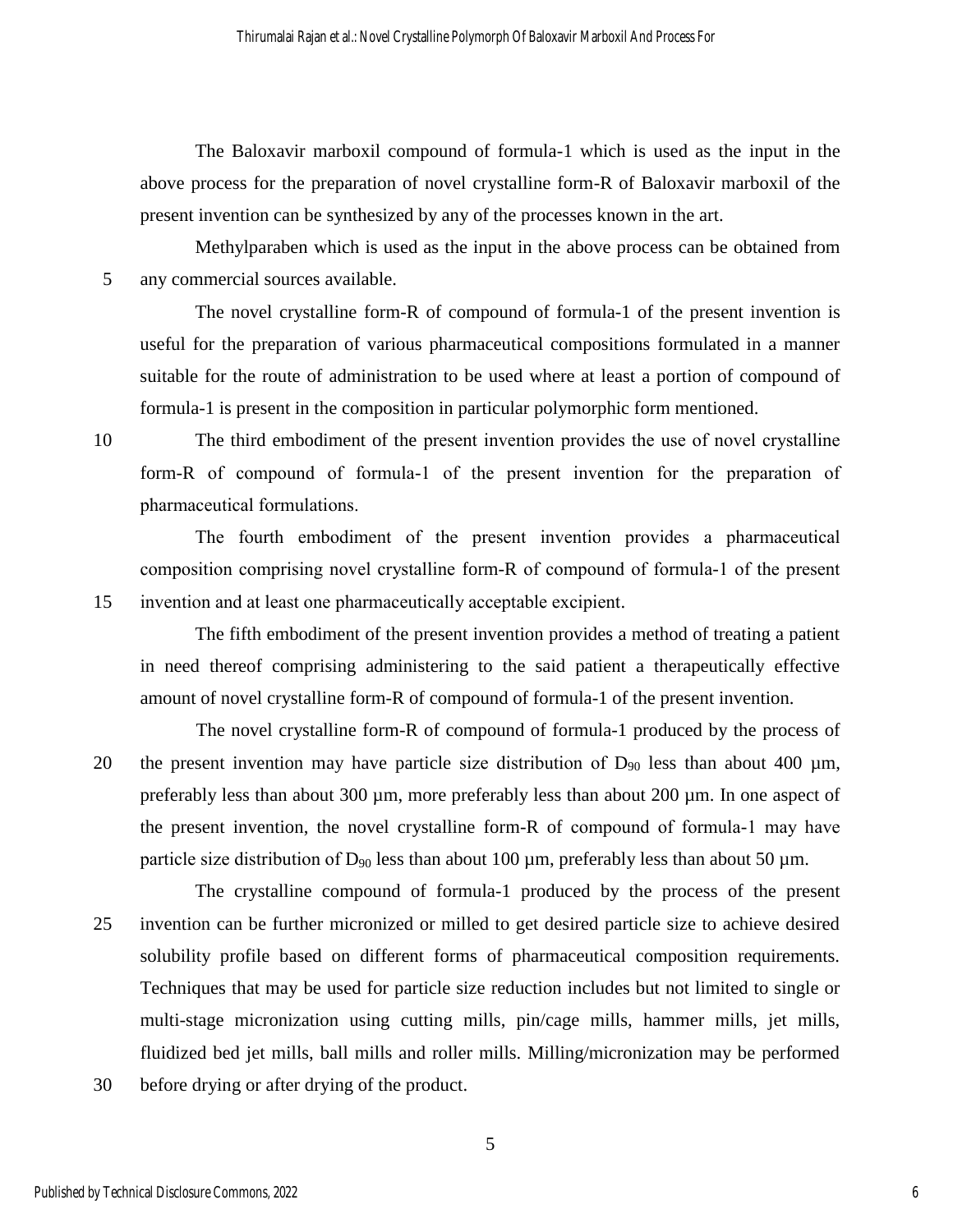The Baloxavir marboxil compound of formula-1 which is used as the input in the above process for the preparation of novel crystalline form-R of Baloxavir marboxil of the present invention can be synthesized by any of the processes known in the art.

Methylparaben which is used as the input in the above process can be obtained from any commercial sources available.

The novel crystalline form-R of compound of formula-1 of the present invention is useful for the preparation of various pharmaceutical compositions formulated in a manner suitable for the route of administration to be used where at least a portion of compound of formula-1 is present in the composition in particular polymorphic form mentioned.

The third embodiment of the present invention provides the use of novel crystalline form-R of compound of formula-1 of the present invention for the preparation of pharmaceutical formulations.

The fourth embodiment of the present invention provides a pharmaceutical composition comprising novel crystalline form-R of compound of formula-1 of the present invention and at least one pharmaceutically acceptable excipient.

The fifth embodiment of the present invention provides a method of treating a patient in need thereof comprising administering to the said patient a therapeutically effective amount of novel crystalline form-R of compound of formula-1 of the present invention.

The novel crystalline form-R of compound of formula-1 produced by the process of the present invention may have particle size distribution of $D_{90}$ less than about 400 µm, preferably less than about 300 µm, more preferably less than about 200 µm. In one aspect of the present invention, the novel crystalline form-R of compound of formula-1 may have particle size distribution of $D_{90}$ less than about 100 µm, preferably less than about 50 µm.

The crystalline compound of formula-1 produced by the process of the present invention can be further micronized or milled to get desired particle size to achieve desired solubility profile based on different forms of pharmaceutical composition requirements. Techniques that may be used for particle size reduction includes but not limited to single or multi-stage micronization using cutting mills, pin/cage mills, hammer mills, jet mills, fluidized bed jet mills, ball mills and roller mills. Milling/micronization may be performed before drying or after drying of the product.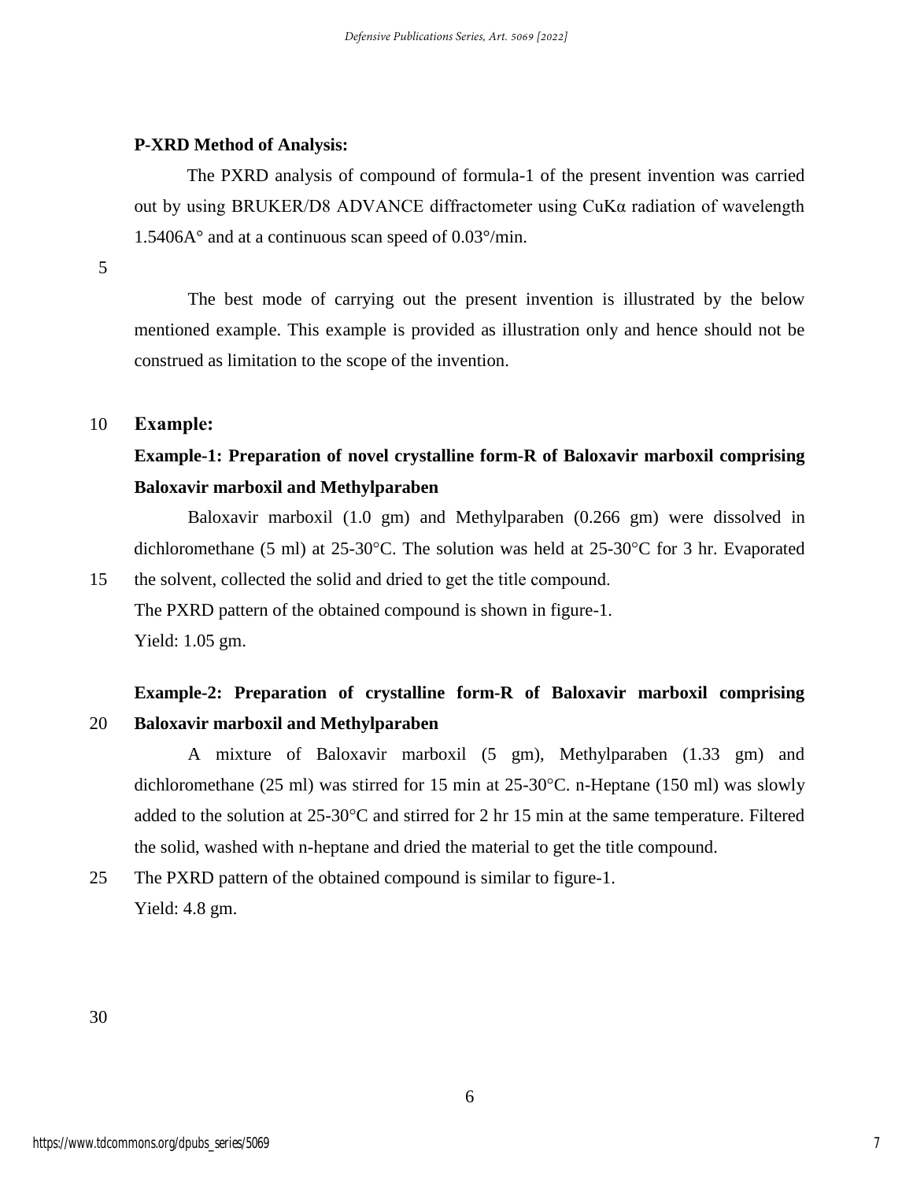**P-XRD Method of Analysis:**

The PXRD analysis of compound of formula-1 of the present invention was carried out by using BRUKER/D8 ADVANCE diffractometer using CuKα radiation of wavelength 1.5406A° and at a continuous scan speed of 0.03°/min.

The best mode of carrying out the present invention is illustrated by the below mentioned example. This example is provided as illustration only and hence should not be construed as limitation to the scope of the invention.

## Example:

### Example-1: Preparation of novel crystalline form-R of Baloxavir marboxil comprising Baloxavir marboxil and Methylparaben

Baloxavir marboxil (1.0 gm) and Methylparaben (0.266 gm) were dissolved in dichloromethane (5 ml) at 25-30°C. The solution was held at 25-30°C for 3 hr. Evaporated the solvent, collected the solid and dried to get the title compound.

The PXRD pattern of the obtained compound is shown in figure-1.

Yield: 1.05 gm.

### Example-2: Preparation of crystalline form-R of Baloxavir marboxil comprising Baloxavir marboxil and Methylparaben

A mixture of Baloxavir marboxil (5 gm), Methylparaben (1.33 gm) and dichloromethane (25 ml) was stirred for 15 min at 25-30°C. n-Heptane (150 ml) was slowly added to the solution at 25-30°C and stirred for 2 hr 15 min at the same temperature. Filtered the solid, washed with n-heptane and dried the material to get the title compound.

The PXRD pattern of the obtained compound is similar to figure-1.

Yield: 4.8 gm.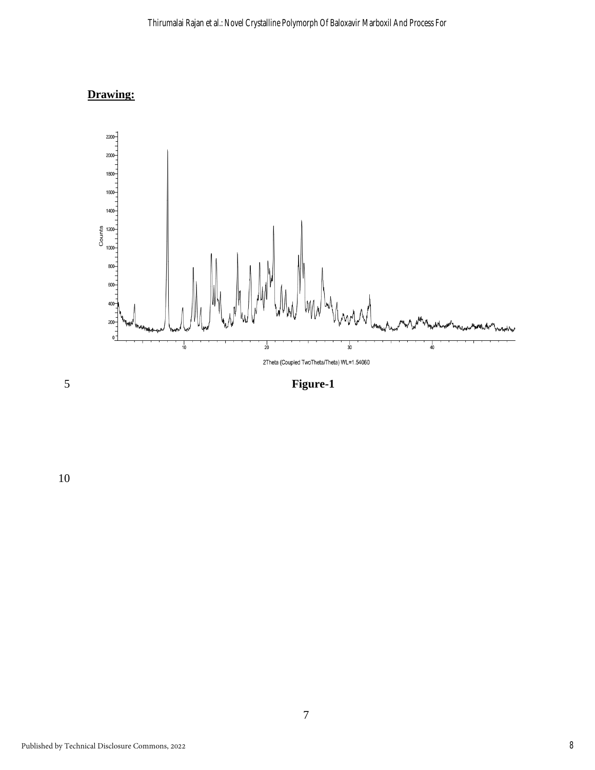**Drawing:**

2200
2000
1800
1600
1400
1200
1000
800
600
400
200
0

Counts

10
20
30
40

2Theta (Coupled TwoTheta/Theta) WL=1.54060

**Figure-1**